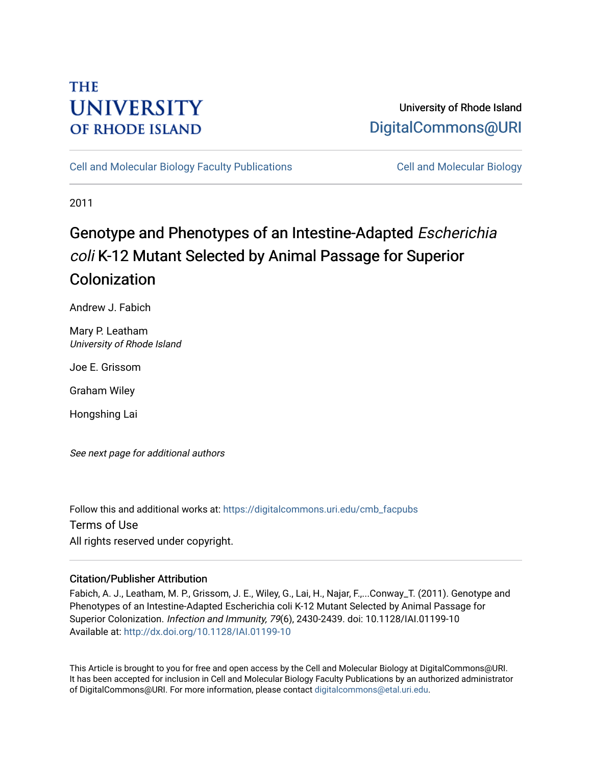THE UNIVERSITY OF RHODE ISLAND

University of Rhode Island
DigitalCommons@URI

Cell and Molecular Biology Faculty Publications | Cell and Molecular Biology

2011

# Genotype and Phenotypes of an Intestine-Adapted *Escherichia coli* K-12 Mutant Selected by Animal Passage for Superior Colonization

Andrew J. Fabich

Mary P. Leatham
*University of Rhode Island*

Joe E. Grissom

Graham Wiley

Hongshing Lai

*See next page for additional authors*

Follow this and additional works at: https://digitalcommons.uri.edu/cmb_facpubs

Terms of Use
All rights reserved under copyright.

## Citation/Publisher Attribution

Fabich, A. J., Leatham, M. P., Grissom, J. E., Wiley, G., Lai, H., Najar, F.,...Conway_T. (2011). Genotype and Phenotypes of an Intestine-Adapted Escherichia coli K-12 Mutant Selected by Animal Passage for Superior Colonization. *Infection and Immunity, 79*(6), 2430-2439. doi: 10.1128/IAI.01199-10
Available at: http://dx.doi.org/10.1128/IAI.01199-10

This Article is brought to you for free and open access by the Cell and Molecular Biology at DigitalCommons@URI. It has been accepted for inclusion in Cell and Molecular Biology Faculty Publications by an authorized administrator of DigitalCommons@URI. For more information, please contact digitalcommons@etal.uri.edu.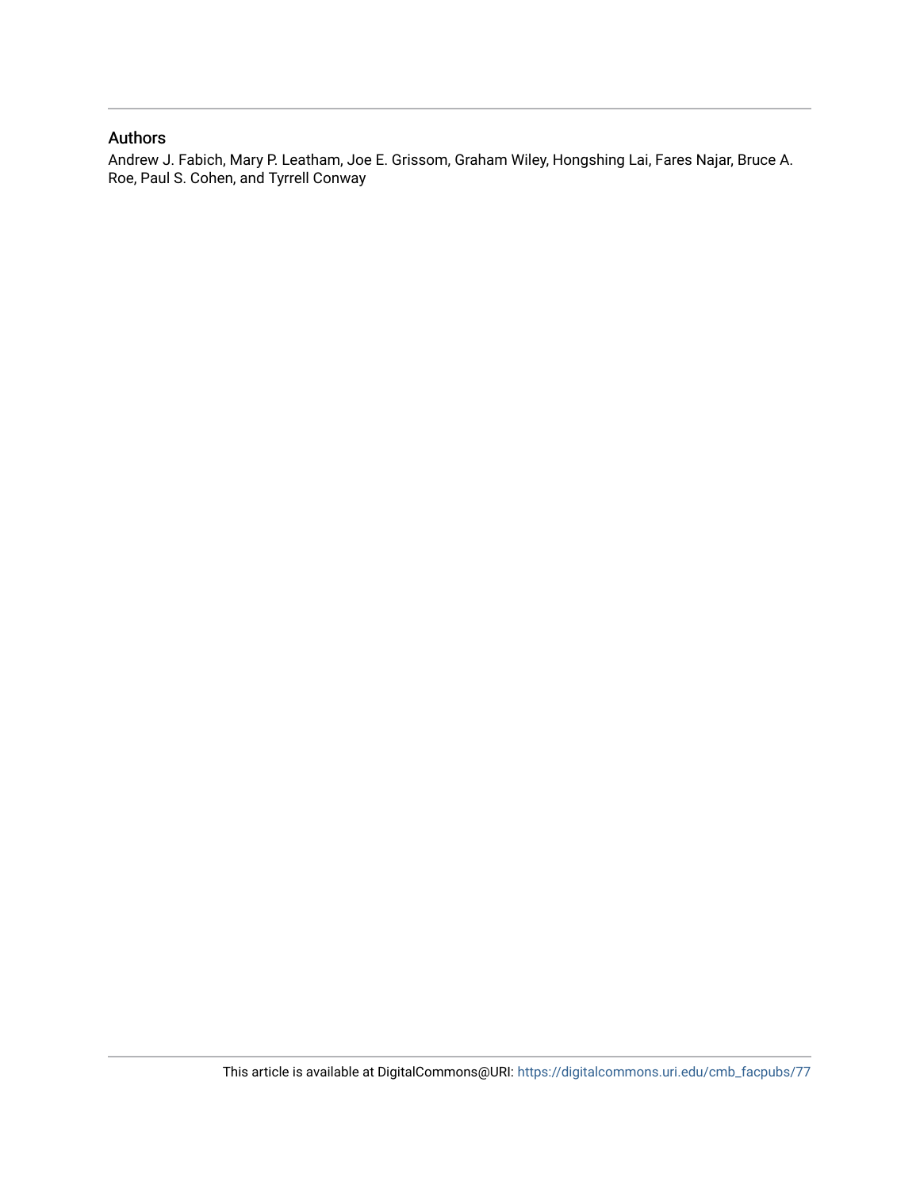## Authors

Andrew J. Fabich, Mary P. Leatham, Joe E. Grissom, Graham Wiley, Hongshing Lai, Fares Najar, Bruce A. Roe, Paul S. Cohen, and Tyrrell Conway

This article is available at DigitalCommons@URI: https://digitalcommons.uri.edu/cmb_facpubs/77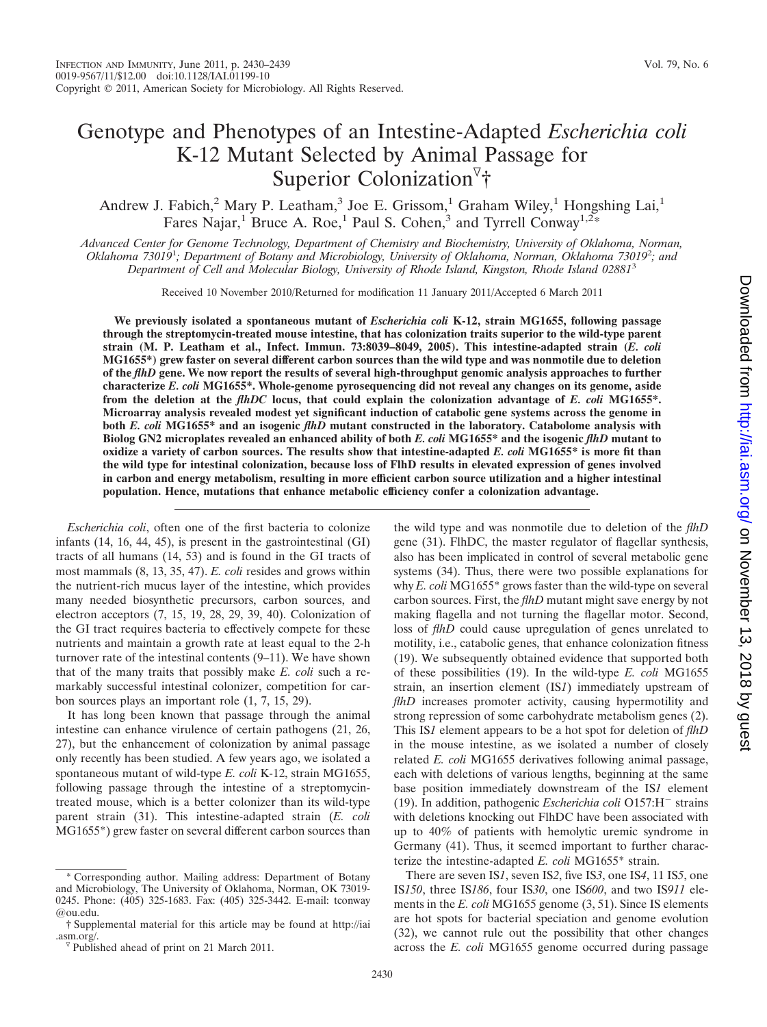# Genotype and Phenotypes of an Intestine-Adapted *Escherichia coli* K-12 Mutant Selected by Animal Passage for Superior Colonization[▽]†

Andrew J. Fabich,[2] Mary P. Leatham,[3] Joe E. Grissom,[1] Graham Wiley,[1] Hongshing Lai,[1] Fares Najar,[1] Bruce A. Roe,[1] Paul S. Cohen,[3] and Tyrrell Conway[1,2]*

*Advanced Center for Genome Technology, Department of Chemistry and Biochemistry, University of Oklahoma, Norman, Oklahoma 73019[1]; Department of Botany and Microbiology, University of Oklahoma, Norman, Oklahoma 73019[2]; and Department of Cell and Molecular Biology, University of Rhode Island, Kingston, Rhode Island 02881[3]*

Received 10 November 2010/Returned for modification 11 January 2011/Accepted 6 March 2011

**We previously isolated a spontaneous mutant of *Escherichia coli* K-12, strain MG1655, following passage through the streptomycin-treated mouse intestine, that has colonization traits superior to the wild-type parent strain (M. P. Leatham et al., Infect. Immun. 73:8039–8049, 2005). This intestine-adapted strain (*E. coli* MG1655\*) grew faster on several different carbon sources than the wild type and was nonmotile due to deletion of the *flhD* gene. We now report the results of several high-throughput genomic analysis approaches to further characterize *E. coli* MG1655\*. Whole-genome pyrosequencing did not reveal any changes on its genome, aside from the deletion at the *flhDC* locus, that could explain the colonization advantage of *E. coli* MG1655\*. Microarray analysis revealed modest yet significant induction of catabolic gene systems across the genome in both *E. coli* MG1655\* and an isogenic *flhD* mutant constructed in the laboratory. Catabolome analysis with Biolog GN2 microplates revealed an enhanced ability of both *E. coli* MG1655\* and the isogenic *flhD* mutant to oxidize a variety of carbon sources. The results show that intestine-adapted *E. coli* MG1655\* is more fit than the wild type for intestinal colonization, because loss of FlhD results in elevated expression of genes involved in carbon and energy metabolism, resulting in more efficient carbon source utilization and a higher intestinal population. Hence, mutations that enhance metabolic efficiency confer a colonization advantage.**

*Escherichia coli*, often one of the first bacteria to colonize infants (14, 16, 44, 45), is present in the gastrointestinal (GI) tracts of all humans (14, 53) and is found in the GI tracts of most mammals (8, 13, 35, 47). *E. coli* resides and grows within the nutrient-rich mucus layer of the intestine, which provides many needed biosynthetic precursors, carbon sources, and electron acceptors (7, 15, 19, 28, 29, 39, 40). Colonization of the GI tract requires bacteria to effectively compete for these nutrients and maintain a growth rate at least equal to the 2-h turnover rate of the intestinal contents (9–11). We have shown that of the many traits that possibly make *E. coli* such a remarkably successful intestinal colonizer, competition for carbon sources plays an important role (1, 7, 15, 29).

It has long been known that passage through the animal intestine can enhance virulence of certain pathogens (21, 26, 27), but the enhancement of colonization by animal passage only recently has been studied. A few years ago, we isolated a spontaneous mutant of wild-type *E. coli* K-12, strain MG1655, following passage through the intestine of a streptomycin-treated mouse, which is a better colonizer than its wild-type parent strain (31). This intestine-adapted strain (*E. coli* MG1655\*) grew faster on several different carbon sources than the wild type and was nonmotile due to deletion of the *flhD* gene (31). FlhDC, the master regulator of flagellar synthesis, also has been implicated in control of several metabolic gene systems (34). Thus, there were two possible explanations for why *E. coli* MG1655\* grows faster than the wild-type on several carbon sources. First, the *flhD* mutant might save energy by not making flagella and not turning the flagellar motor. Second, loss of *flhD* could cause upregulation of genes unrelated to motility, i.e., catabolic genes, that enhance colonization fitness (19). We subsequently obtained evidence that supported both of these possibilities (19). In the wild-type *E. coli* MG1655 strain, an insertion element (IS*1*) immediately upstream of *flhD* increases promoter activity, causing hypermotility and strong repression of some carbohydrate metabolism genes (2). This IS*1* element appears to be a hot spot for deletion of *flhD* in the mouse intestine, as we isolated a number of closely related *E. coli* MG1655 derivatives following animal passage, each with deletions of various lengths, beginning at the same base position immediately downstream of the IS*1* element (19). In addition, pathogenic *Escherichia coli* O157:H$^-$ strains with deletions knocking out FlhDC have been associated with up to 40% of patients with hemolytic uremic syndrome in Germany (41). Thus, it seemed important to further characterize the intestine-adapted *E. coli* MG1655\* strain.

There are seven IS*1*, seven IS*2*, five IS*3*, one IS*4*, 11 IS*5*, one IS*150*, three IS*186*, four IS*30*, one IS*600*, and two IS*911* elements in the *E. coli* MG1655 genome (3, 51). Since IS elements are hot spots for bacterial speciation and genome evolution (32), we cannot rule out the possibility that other changes across the *E. coli* MG1655 genome occurred during passage

\* Corresponding author. Mailing address: Department of Botany and Microbiology, The University of Oklahoma, Norman, OK 73019-0245. Phone: (405) 325-1683. Fax: (405) 325-3442. E-mail: tconway@ou.edu.

† Supplemental material for this article may be found at http://iai.asm.org/.

▽ Published ahead of print on 21 March 2011.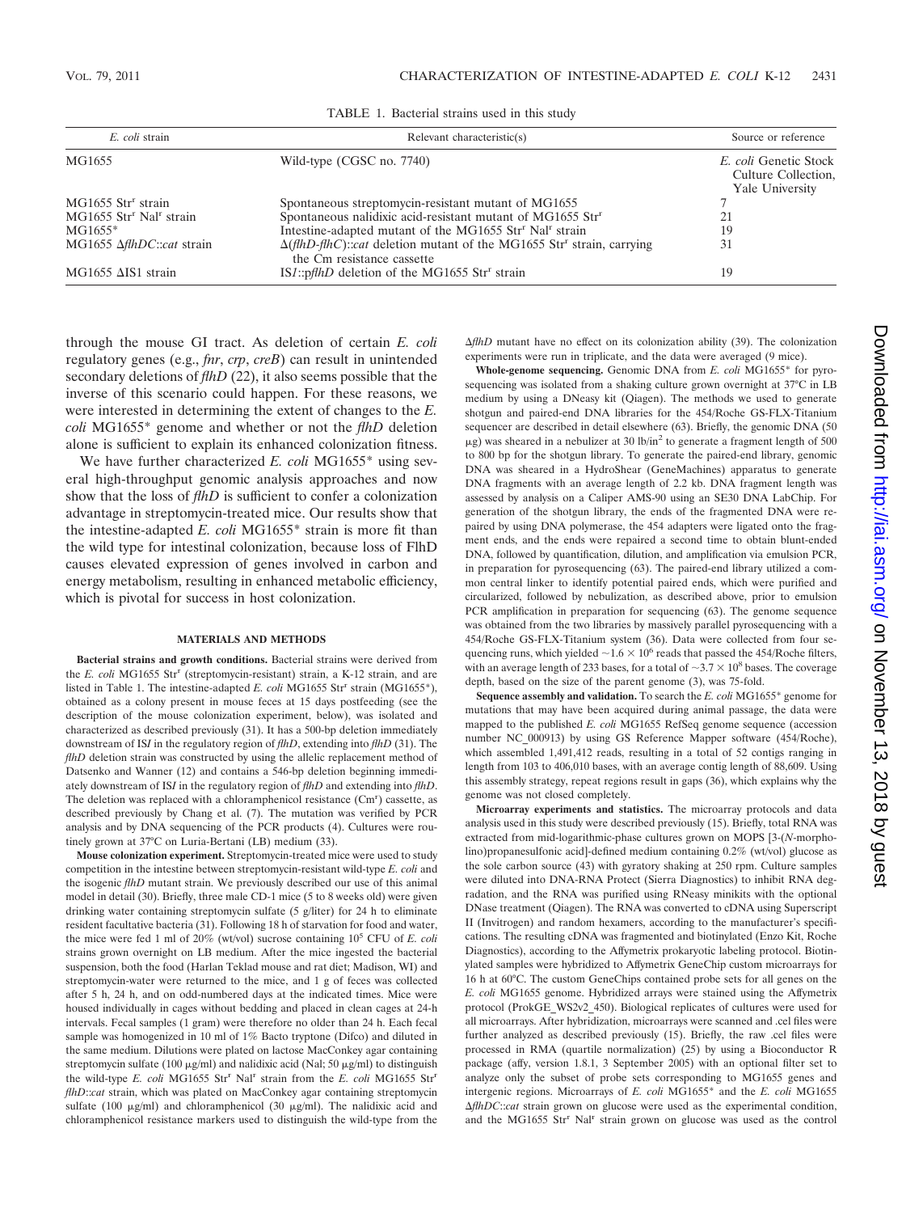TABLE 1. Bacterial strains used in this study

| *E. coli* strain | Relevant characteristic(s) | Source or reference |
| --- | --- | --- |
| MG1655 | Wild-type (CGSC no. 7740) | *E. coli* Genetic Stock Culture Collection, Yale University |
| MG1655 Str[r] strain | Spontaneous streptomycin-resistant mutant of MG1655 | 7 |
| MG1655 Str[r] Nal[r] strain | Spontaneous nalidixic acid-resistant mutant of MG1655 Str[r] | 21 |
| MG1655* | Intestine-adapted mutant of the MG1655 Str[r] Nal[r] strain | 19 |
| MG1655 Δ*flhDC*::*cat* strain | Δ(*flhD-flhC*)::*cat* deletion mutant of the MG1655 Str[r] strain, carrying the Cm resistance cassette | 31 |
| MG1655 ΔIS1 strain | IS*1*::p*flhD* deletion of the MG1655 Str[r] strain | 19 |

through the mouse GI tract. As deletion of certain *E. coli* regulatory genes (e.g., *fnr*, *crp*, *creB*) can result in unintended secondary deletions of *flhD* (22), it also seems possible that the inverse of this scenario could happen. For these reasons, we were interested in determining the extent of changes to the *E. coli* MG1655* genome and whether or not the *flhD* deletion alone is sufficient to explain its enhanced colonization fitness.

We have further characterized *E. coli* MG1655* using several high-throughput genomic analysis approaches and now show that the loss of *flhD* is sufficient to confer a colonization advantage in streptomycin-treated mice. Our results show that the intestine-adapted *E. coli* MG1655* strain is more fit than the wild type for intestinal colonization, because loss of FlhD causes elevated expression of genes involved in carbon and energy metabolism, resulting in enhanced metabolic efficiency, which is pivotal for success in host colonization.

## MATERIALS AND METHODS

**Bacterial strains and growth conditions.** Bacterial strains were derived from the *E. coli* MG1655 Str[r] (streptomycin-resistant) strain, a K-12 strain, and are listed in Table 1. The intestine-adapted *E. coli* MG1655 Str[r] strain (MG1655*), obtained as a colony present in mouse feces at 15 days postfeeding (see the description of the mouse colonization experiment, below), was isolated and characterized as described previously (31). It has a 500-bp deletion immediately downstream of IS*I* in the regulatory region of *flhD*, extending into *flhD* (31). The *flhD* deletion strain was constructed by using the allelic replacement method of Datsenko and Wanner (12) and contains a 546-bp deletion beginning immediately downstream of IS*I* in the regulatory region of *flhD* and extending into *flhD*. The deletion was replaced with a chloramphenicol resistance (Cm[r]) cassette, as described previously by Chang et al. (7). The mutation was verified by PCR analysis and by DNA sequencing of the PCR products (4). Cultures were routinely grown at 37°C on Luria-Bertani (LB) medium (33).

**Mouse colonization experiment.** Streptomycin-treated mice were used to study competition in the intestine between streptomycin-resistant wild-type *E. coli* and the isogenic *flhD* mutant strain. We previously described our use of this animal model in detail (30). Briefly, three male CD-1 mice (5 to 8 weeks old) were given drinking water containing streptomycin sulfate (5 g/liter) for 24 h to eliminate resident facultative bacteria (31). Following 18 h of starvation for food and water, the mice were fed 1 ml of 20% (wt/vol) sucrose containing $10^5$ CFU of *E. coli* strains grown overnight on LB medium. After the mice ingested the bacterial suspension, both the food (Harlan Teklad mouse and rat diet; Madison, WI) and streptomycin-water were returned to the mice, and 1 g of feces was collected after 5 h, 24 h, and on odd-numbered days at the indicated times. Mice were housed individually in cages without bedding and placed in clean cages at 24-h intervals. Fecal samples (1 gram) were therefore no older than 24 h. Each fecal sample was homogenized in 10 ml of 1% Bacto tryptone (Difco) and diluted in the same medium. Dilutions were plated on lactose MacConkey agar containing streptomycin sulfate (100 μg/ml) and nalidixic acid (Nal; 50 μg/ml) to distinguish the wild-type *E. coli* MG1655 Str[r] Nal[r] strain from the *E. coli* MG1655 Str[r] *flhD*::*cat* strain, which was plated on MacConkey agar containing streptomycin sulfate (100 μg/ml) and chloramphenicol (30 μg/ml). The nalidixic acid and chloramphenicol resistance markers used to distinguish the wild-type from the Δ*flhD* mutant have no effect on its colonization ability (39). The colonization experiments were run in triplicate, and the data were averaged (9 mice).

**Whole-genome sequencing.** Genomic DNA from *E. coli* MG1655* for pyrosequencing was isolated from a shaking culture grown overnight at 37°C in LB medium by using a DNeasy kit (Qiagen). The methods we used to generate shotgun and paired-end DNA libraries for the 454/Roche GS-FLX-Titanium sequencer are described in detail elsewhere (63). Briefly, the genomic DNA (50 μg) was sheared in a nebulizer at 30 lb/in$^2$ to generate a fragment length of 500 to 800 bp for the shotgun library. To generate the paired-end library, genomic DNA was sheared in a HydroShear (GeneMachines) apparatus to generate DNA fragments with an average length of 2.2 kb. DNA fragment length was assessed by analysis on a Caliper AMS-90 using an SE30 DNA LabChip. For generation of the shotgun library, the ends of the fragmented DNA were repaired by using DNA polymerase, the 454 adapters were ligated onto the fragment ends, and the ends were repaired a second time to obtain blunt-ended DNA, followed by quantification, dilution, and amplification via emulsion PCR, in preparation for pyrosequencing (63). The paired-end library utilized a common central linker to identify potential paired ends, which were purified and circularized, followed by nebulization, as described above, prior to emulsion PCR amplification in preparation for sequencing (63). The genome sequence was obtained from the two libraries by massively parallel pyrosequencing with a 454/Roche GS-FLX-Titanium system (36). Data were collected from four sequencing runs, which yielded $\sim 1.6 \times 10^6$ reads that passed the 454/Roche filters, with an average length of 233 bases, for a total of $\sim 3.7 \times 10^8$ bases. The coverage depth, based on the size of the parent genome (3), was 75-fold.

**Sequence assembly and validation.** To search the *E. coli* MG1655* genome for mutations that may have been acquired during animal passage, the data were mapped to the published *E. coli* MG1655 RefSeq genome sequence (accession number NC_000913) by using GS Reference Mapper software (454/Roche), which assembled 1,491,412 reads, resulting in a total of 52 contigs ranging in length from 103 to 406,010 bases, with an average contig length of 88,609. Using this assembly strategy, repeat regions result in gaps (36), which explains why the genome was not closed completely.

**Microarray experiments and statistics.** The microarray protocols and data analysis used in this study were described previously (15). Briefly, total RNA was extracted from mid-logarithmic-phase cultures grown on MOPS [3-(*N*-morpholino)propanesulfonic acid]-defined medium containing 0.2% (wt/vol) glucose as the sole carbon source (43) with gyratory shaking at 250 rpm. Culture samples were diluted into DNA-RNA Protect (Sierra Diagnostics) to inhibit RNA degradation, and the RNA was purified using RNeasy minikits with the optional DNase treatment (Qiagen). The RNA was converted to cDNA using Superscript II (Invitrogen) and random hexamers, according to the manufacturer's specifications. The resulting cDNA was fragmented and biotinylated (Enzo Kit, Roche Diagnostics), according to the Affymetrix prokaryotic labeling protocol. Biotinylated samples were hybridized to Affymetrix GeneChip custom microarrays for 16 h at 60°C. The custom GeneChips contained probe sets for all genes on the *E. coli* MG1655 genome. Hybridized arrays were stained using the Affymetrix protocol (ProkGE_WS2v2_450). Biological replicates of cultures were used for all microarrays. After hybridization, microarrays were scanned and .cel files were further analyzed as described previously (15). Briefly, the raw .cel files were processed in RMA (quartile normalization) (25) by using a Bioconductor R package (affy, version 1.8.1, 3 September 2005) with an optional filter set to analyze only the subset of probe sets corresponding to MG1655 genes and intergenic regions. Microarrays of *E. coli* MG1655* and the *E. coli* MG1655 Δ*flhDC*::*cat* strain grown on glucose were used as the experimental condition, and the MG1655 Str[r] Nal[r] strain grown on glucose was used as the control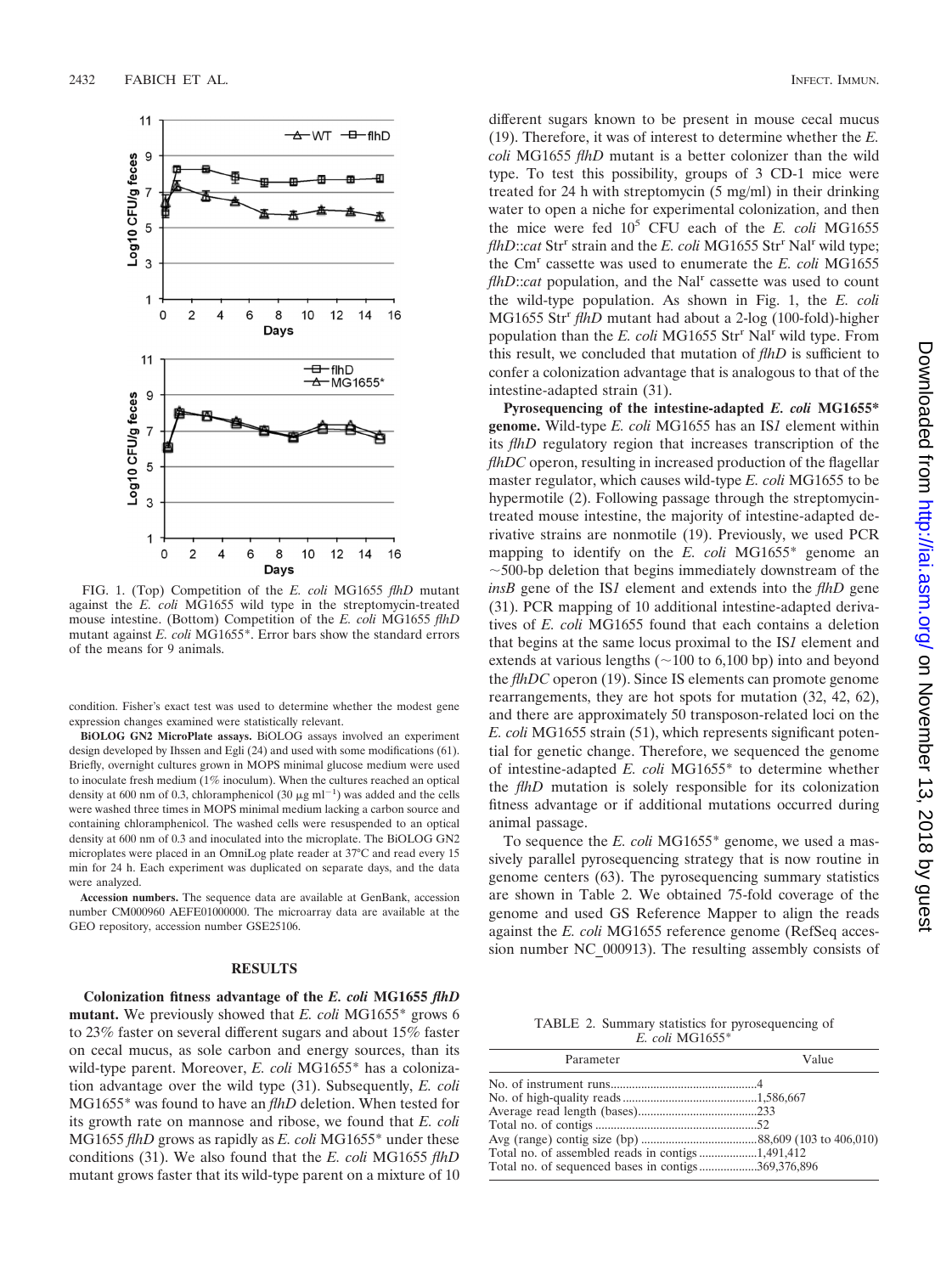FIG. 1. (Top) Competition of the *E. coli* MG1655 *flhD* mutant against the *E. coli* MG1655 wild type in the streptomycin-treated mouse intestine. (Bottom) Competition of the *E. coli* MG1655 *flhD* mutant against *E. coli* MG1655*. Error bars show the standard errors of the means for 9 animals.

condition. Fisher's exact test was used to determine whether the modest gene expression changes examined were statistically relevant.

**BiOLOG GN2 MicroPlate assays.** BiOLOG assays involved an experiment design developed by Ihssen and Egli (24) and used with some modifications (61). Briefly, overnight cultures grown in MOPS minimal glucose medium were used to inoculate fresh medium (1% inoculum). When the cultures reached an optical density at 600 nm of 0.3, chloramphenicol (30 μg ml$^{-1}$) was added and the cells were washed three times in MOPS minimal medium lacking a carbon source and containing chloramphenicol. The washed cells were resuspended to an optical density at 600 nm of 0.3 and inoculated into the microplate. The BiOLOG GN2 microplates were placed in an OmniLog plate reader at 37°C and read every 15 min for 24 h. Each experiment was duplicated on separate days, and the data were analyzed.

**Accession numbers.** The sequence data are available at GenBank, accession number CM000960 AEFE01000000. The microarray data are available at the GEO repository, accession number GSE25106.

## RESULTS

**Colonization fitness advantage of the *E. coli* MG1655 *flhD* mutant.** We previously showed that *E. coli* MG1655* grows 6 to 23% faster on several different sugars and about 15% faster on cecal mucus, as sole carbon and energy sources, than its wild-type parent. Moreover, *E. coli* MG1655* has a colonization advantage over the wild type (31). Subsequently, *E. coli* MG1655* was found to have an *flhD* deletion. When tested for its growth rate on mannose and ribose, we found that *E. coli* MG1655 *flhD* grows as rapidly as *E. coli* MG1655* under these conditions (31). We also found that the *E. coli* MG1655 *flhD* mutant grows faster that its wild-type parent on a mixture of 10 different sugars known to be present in mouse cecal mucus (19). Therefore, it was of interest to determine whether the *E. coli* MG1655 *flhD* mutant is a better colonizer than the wild type. To test this possibility, groups of 3 CD-1 mice were treated for 24 h with streptomycin (5 mg/ml) in their drinking water to open a niche for experimental colonization, and then the mice were fed $10^5$ CFU each of the *E. coli* MG1655 *flhD*::*cat* Str$^r$ strain and the *E. coli* MG1655 Str$^r$ Nal$^r$ wild type; the Cm$^r$ cassette was used to enumerate the *E. coli* MG1655 *flhD*::*cat* population, and the Nal$^r$ cassette was used to count the wild-type population. As shown in Fig. 1, the *E. coli* MG1655 Str$^r$ *flhD* mutant had about a 2-log (100-fold)-higher population than the *E. coli* MG1655 Str$^r$ Nal$^r$ wild type. From this result, we concluded that mutation of *flhD* is sufficient to confer a colonization advantage that is analogous to that of the intestine-adapted strain (31).

**Pyrosequencing of the intestine-adapted *E. coli* MG1655* genome.** Wild-type *E. coli* MG1655 has an IS*1* element within its *flhD* regulatory region that increases transcription of the *flhDC* operon, resulting in increased production of the flagellar master regulator, which causes wild-type *E. coli* MG1655 to be hypermotile (2). Following passage through the streptomycin-treated mouse intestine, the majority of intestine-adapted derivative strains are nonmotile (19). Previously, we used PCR mapping to identify on the *E. coli* MG1655* genome an ~500-bp deletion that begins immediately downstream of the *insB* gene of the IS*1* element and extends into the *flhD* gene (31). PCR mapping of 10 additional intestine-adapted derivatives of *E. coli* MG1655 found that each contains a deletion that begins at the same locus proximal to the IS*1* element and extends at various lengths (~100 to 6,100 bp) into and beyond the *flhDC* operon (19). Since IS elements can promote genome rearrangements, they are hot spots for mutation (32, 42, 62), and there are approximately 50 transposon-related loci on the *E. coli* MG1655 strain (51), which represents significant potential for genetic change. Therefore, we sequenced the genome of intestine-adapted *E. coli* MG1655* to determine whether the *flhD* mutation is solely responsible for its colonization fitness advantage or if additional mutations occurred during animal passage.

To sequence the *E. coli* MG1655* genome, we used a massively parallel pyrosequencing strategy that is now routine in genome centers (63). The pyrosequencing summary statistics are shown in Table 2. We obtained 75-fold coverage of the genome and used GS Reference Mapper to align the reads against the *E. coli* MG1655 reference genome (RefSeq accession number NC_000913). The resulting assembly consists of

TABLE 2. Summary statistics for pyrosequencing of *E. coli* MG1655*

| Parameter | Value |
|---|---|
| No. of instrument runs | 4 |
| No. of high-quality reads | 1,586,667 |
| Average read length (bases) | 233 |
| Total no. of contigs | 52 |
| Avg (range) contig size (bp) | 88,609 (103 to 406,010) |
| Total no. of assembled reads in contigs | 1,491,412 |
| Total no. of sequenced bases in contigs | 369,376,896 |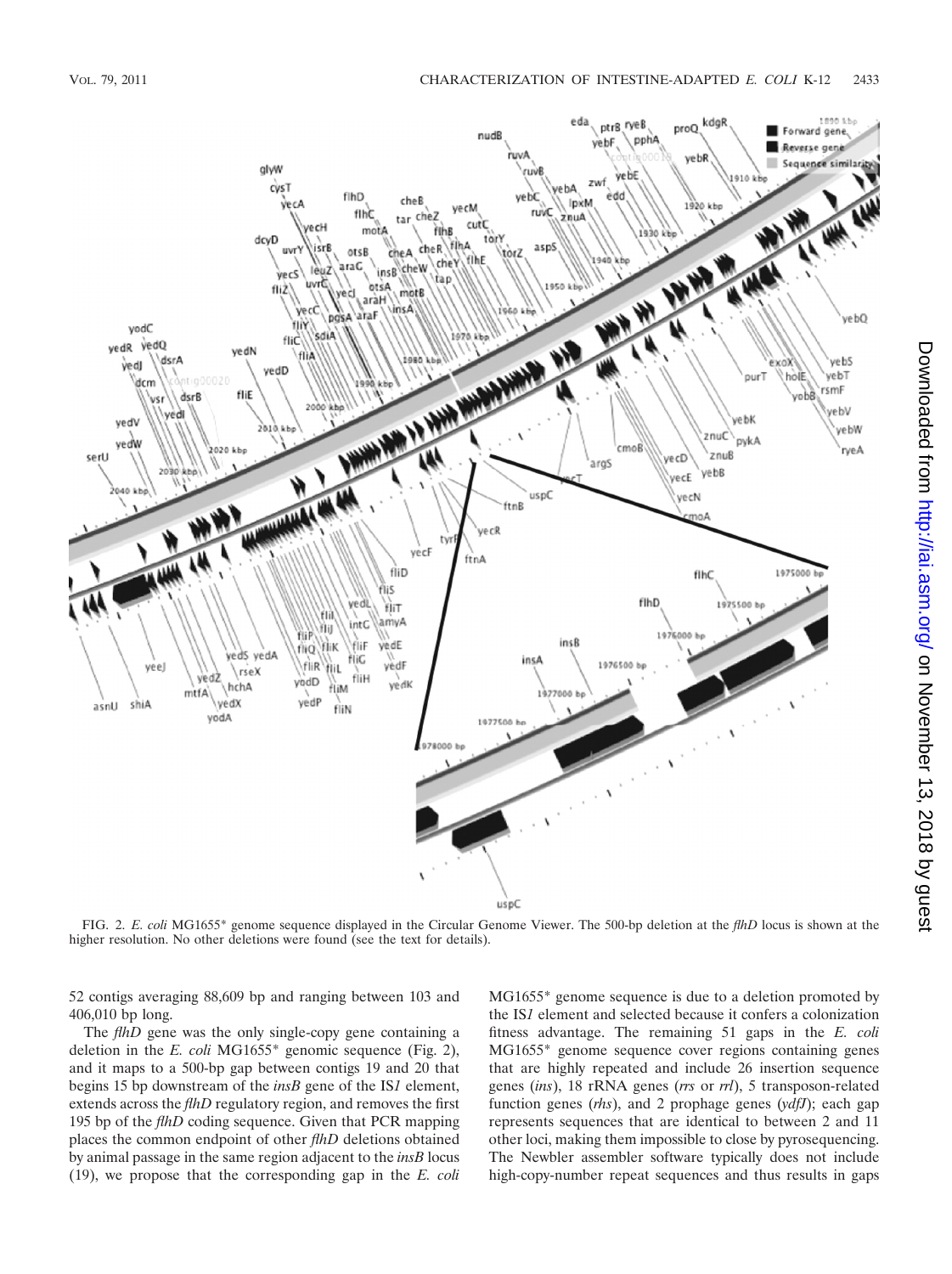FIG. 2. *E. coli* MG1655* genome sequence displayed in the Circular Genome Viewer. The 500-bp deletion at the *flhD* locus is shown at the higher resolution. No other deletions were found (see the text for details).

52 contigs averaging 88,609 bp and ranging between 103 and 406,010 bp long.

The *flhD* gene was the only single-copy gene containing a deletion in the *E. coli* MG1655* genomic sequence (Fig. 2), and it maps to a 500-bp gap between contigs 19 and 20 that begins 15 bp downstream of the *insB* gene of the IS*1* element, extends across the *flhD* regulatory region, and removes the first 195 bp of the *flhD* coding sequence. Given that PCR mapping places the common endpoint of other *flhD* deletions obtained by animal passage in the same region adjacent to the *insB* locus (19), we propose that the corresponding gap in the *E. coli* MG1655* genome sequence is due to a deletion promoted by the IS*1* element and selected because it confers a colonization fitness advantage. The remaining 51 gaps in the *E. coli* MG1655* genome sequence cover regions containing genes that are highly repeated and include 26 insertion sequence genes (*ins*), 18 rRNA genes (*rrs* or *rrl*), 5 transposon-related function genes (*rhs*), and 2 prophage genes (*ydfJ*); each gap represents sequences that are identical to between 2 and 11 other loci, making them impossible to close by pyrosequencing. The Newbler assembler software typically does not include high-copy-number repeat sequences and thus results in gaps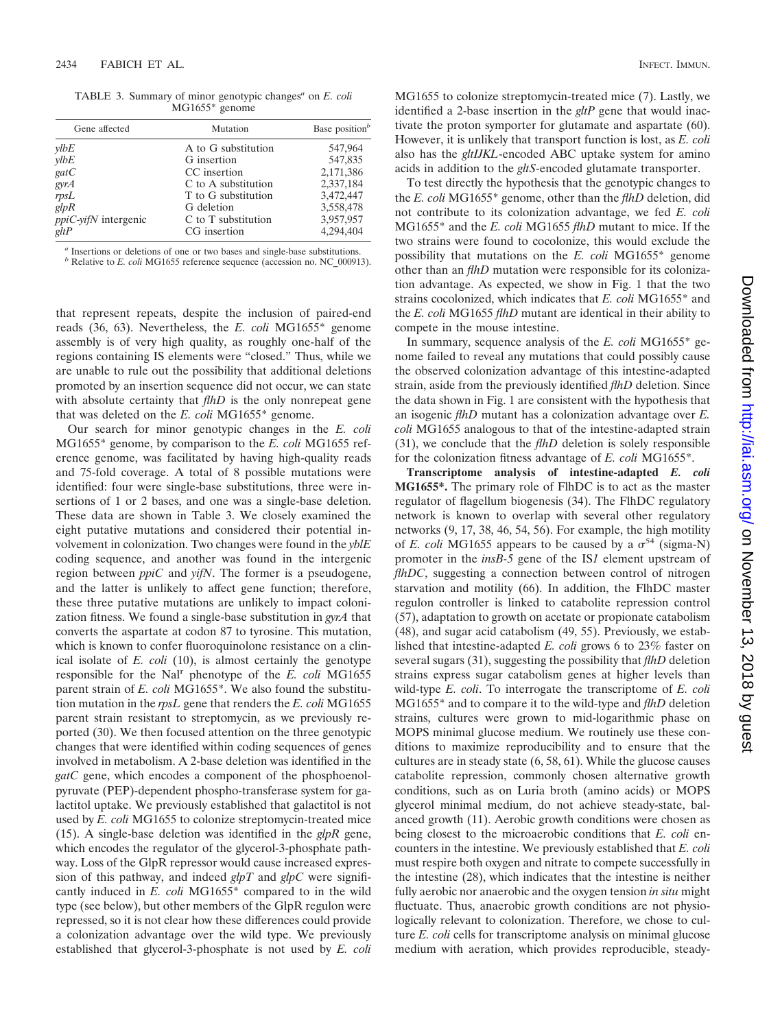TABLE 3. Summary of minor genotypic changes[a] on *E. coli* MG1655* genome

| Gene affected | Mutation | Base position[b] |
|---|---|---|
| *ylbE* | A to G substitution | 547,964 |
| *ylbE* | G insertion | 547,835 |
| *gatC* | CC insertion | 2,171,386 |
| *gyrA* | C to A substitution | 2,337,184 |
| *rpsL* | T to G substitution | 3,472,447 |
| *glpR* | G deletion | 3,558,478 |
| *ppiC-yifN* intergenic | C to T substitution | 3,957,957 |
| *gltP* | CG insertion | 4,294,404 |

[a] Insertions or deletions of one or two bases and single-base substitutions.
[b] Relative to *E. coli* MG1655 reference sequence (accession no. NC_000913).

that represent repeats, despite the inclusion of paired-end reads (36, 63). Nevertheless, the *E. coli* MG1655* genome assembly is of very high quality, as roughly one-half of the regions containing IS elements were "closed." Thus, while we are unable to rule out the possibility that additional deletions promoted by an insertion sequence did not occur, we can state with absolute certainty that *flhD* is the only nonrepeat gene that was deleted on the *E. coli* MG1655* genome.

Our search for minor genotypic changes in the *E. coli* MG1655* genome, by comparison to the *E. coli* MG1655 reference genome, was facilitated by having high-quality reads and 75-fold coverage. A total of 8 possible mutations were identified: four were single-base substitutions, three were insertions of 1 or 2 bases, and one was a single-base deletion. These data are shown in Table 3. We closely examined the eight putative mutations and considered their potential involvement in colonization. Two changes were found in the *ylbE* coding sequence, and another was found in the intergenic region between *ppiC* and *yifN*. The former is a pseudogene, and the latter is unlikely to affect gene function; therefore, these three putative mutations are unlikely to impact colonization fitness. We found a single-base substitution in *gyrA* that converts the aspartate at codon 87 to tyrosine. This mutation, which is known to confer fluoroquinolone resistance on a clinical isolate of *E. coli* (10), is almost certainly the genotype responsible for the Nal$^r$ phenotype of the *E. coli* MG1655 parent strain of *E. coli* MG1655*. We also found the substitution mutation in the *rpsL* gene that renders the *E. coli* MG1655 parent strain resistant to streptomycin, as we previously reported (30). We then focused attention on the three genotypic changes that were identified within coding sequences of genes involved in metabolism. A 2-base deletion was identified in the *gatC* gene, which encodes a component of the phosphoenolpyruvate (PEP)-dependent phospho-transferase system for galactitol uptake. We previously established that galactitol is not used by *E. coli* MG1655 to colonize streptomycin-treated mice (15). A single-base deletion was identified in the *glpR* gene, which encodes the regulator of the glycerol-3-phosphate pathway. Loss of the GlpR repressor would cause increased expression of this pathway, and indeed *glpT* and *glpC* were significantly induced in *E. coli* MG1655* compared to in the wild type (see below), but other members of the GlpR regulon were repressed, so it is not clear how these differences could provide a colonization advantage over the wild type. We previously established that glycerol-3-phosphate is not used by *E. coli* MG1655 to colonize streptomycin-treated mice (7). Lastly, we identified a 2-base insertion in the *gltP* gene that would inactivate the proton symporter for glutamate and aspartate (60). However, it is unlikely that transport function is lost, as *E. coli* also has the *gltIJKL*-encoded ABC uptake system for amino acids in addition to the *gltS*-encoded glutamate transporter.

To test directly the hypothesis that the genotypic changes to the *E. coli* MG1655* genome, other than the *flhD* deletion, did not contribute to its colonization advantage, we fed *E. coli* MG1655* and the *E. coli* MG1655 *flhD* mutant to mice. If the two strains were found to cocolonize, this would exclude the possibility that mutations on the *E. coli* MG1655* genome other than an *flhD* mutation were responsible for its colonization advantage. As expected, we show in Fig. 1 that the two strains cocolonized, which indicates that *E. coli* MG1655* and the *E. coli* MG1655 *flhD* mutant are identical in their ability to compete in the mouse intestine.

In summary, sequence analysis of the *E. coli* MG1655* genome failed to reveal any mutations that could possibly cause the observed colonization advantage of this intestine-adapted strain, aside from the previously identified *flhD* deletion. Since the data shown in Fig. 1 are consistent with the hypothesis that an isogenic *flhD* mutant has a colonization advantage over *E. coli* MG1655 analogous to that of the intestine-adapted strain (31), we conclude that the *flhD* deletion is solely responsible for the colonization fitness advantage of *E. coli* MG1655*.

**Transcriptome analysis of intestine-adapted *E. coli* MG1655*.** The primary role of FlhDC is to act as the master regulator of flagellum biogenesis (34). The FlhDC regulatory network is known to overlap with several other regulatory networks (9, 17, 38, 46, 54, 56). For example, the high motility of *E. coli* MG1655 appears to be caused by a $\sigma^{54}$ (sigma-N) promoter in the *insB-5* gene of the IS*1* element upstream of *flhDC*, suggesting a connection between control of nitrogen starvation and motility (66). In addition, the FlhDC master regulon controller is linked to catabolite repression control (57), adaptation to growth on acetate or propionate catabolism (48), and sugar acid catabolism (49, 55). Previously, we established that intestine-adapted *E. coli* grows 6 to 23% faster on several sugars (31), suggesting the possibility that *flhD* deletion strains express sugar catabolism genes at higher levels than wild-type *E. coli*. To interrogate the transcriptome of *E. coli* MG1655* and to compare it to the wild-type and *flhD* deletion strains, cultures were grown to mid-logarithmic phase on MOPS minimal glucose medium. We routinely use these conditions to maximize reproducibility and to ensure that the cultures are in steady state (6, 58, 61). While the glucose causes catabolite repression, commonly chosen alternative growth conditions, such as on Luria broth (amino acids) or MOPS glycerol minimal medium, do not achieve steady-state, balanced growth (11). Aerobic growth conditions were chosen as being closest to the microaerobic conditions that *E. coli* encounters in the intestine. We previously established that *E. coli* must respire both oxygen and nitrate to compete successfully in the intestine (28), which indicates that the intestine is neither fully aerobic nor anaerobic and the oxygen tension *in situ* might fluctuate. Thus, anaerobic growth conditions are not physiologically relevant to colonization. Therefore, we chose to culture *E. coli* cells for transcriptome analysis on minimal glucose medium with aeration, which provides reproducible, steady-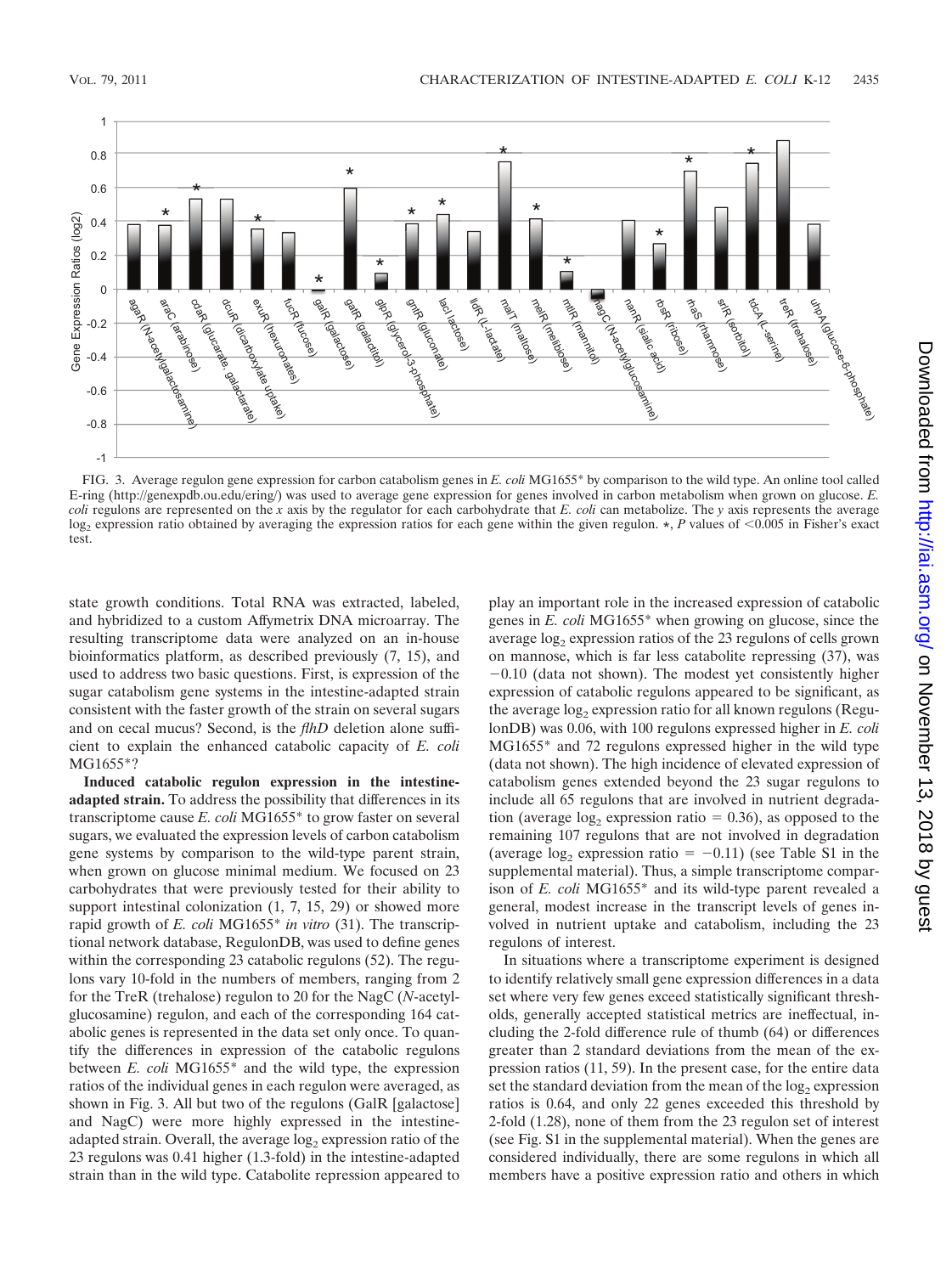FIG. 3. Average regulon gene expression for carbon catabolism genes in *E. coli* MG1655* by comparison to the wild type. An online tool called E-ring (http://genexpdb.ou.edu/ering/) was used to average gene expression for genes involved in carbon metabolism when grown on glucose. *E. coli* regulons are represented on the *x* axis by the regulator for each carbohydrate that *E. coli* can metabolize. The *y* axis represents the average $\log_2$ expression ratio obtained by averaging the expression ratios for each gene within the given regulon. *, *P* values of <0.005 in Fisher's exact test.

state growth conditions. Total RNA was extracted, labeled, and hybridized to a custom Affymetrix DNA microarray. The resulting transcriptome data were analyzed on an in-house bioinformatics platform, as described previously (7, 15), and used to address two basic questions. First, is expression of the sugar catabolism gene systems in the intestine-adapted strain consistent with the faster growth of the strain on several sugars and on cecal mucus? Second, is the *flhD* deletion alone sufficient to explain the enhanced catabolic capacity of *E. coli* MG1655*?

**Induced catabolic regulon expression in the intestine-adapted strain.** To address the possibility that differences in its transcriptome cause *E. coli* MG1655* to grow faster on several sugars, we evaluated the expression levels of carbon catabolism gene systems by comparison to the wild-type parent strain, when grown on glucose minimal medium. We focused on 23 carbohydrates that were previously tested for their ability to support intestinal colonization (1, 7, 15, 29) or showed more rapid growth of *E. coli* MG1655* *in vitro* (31). The transcriptional network database, RegulonDB, was used to define genes within the corresponding 23 catabolic regulons (52). The regulons vary 10-fold in the numbers of members, ranging from 2 for the TreR (trehalose) regulon to 20 for the NagC (*N*-acetylglucosamine) regulon, and each of the corresponding 164 catabolic genes is represented in the data set only once. To quantify the differences in expression of the catabolic regulons between *E. coli* MG1655* and the wild type, the expression ratios of the individual genes in each regulon were averaged, as shown in Fig. 3. All but two of the regulons (GalR [galactose] and NagC) were more highly expressed in the intestine-adapted strain. Overall, the average $\log_2$ expression ratio of the 23 regulons was 0.41 higher (1.3-fold) in the intestine-adapted strain than in the wild type. Catabolite repression appeared to play an important role in the increased expression of catabolic genes in *E. coli* MG1655* when growing on glucose, since the average $\log_2$ expression ratios of the 23 regulons of cells grown on mannose, which is far less catabolite repressing (37), was −0.10 (data not shown). The modest yet consistently higher expression of catabolic regulons appeared to be significant, as the average $\log_2$ expression ratio for all known regulons (RegulonDB) was 0.06, with 100 regulons expressed higher in *E. coli* MG1655* and 72 regulons expressed higher in the wild type (data not shown). The high incidence of elevated expression of catabolism genes extended beyond the 23 sugar regulons to include all 65 regulons that are involved in nutrient degradation (average $\log_2$ expression ratio = 0.36), as opposed to the remaining 107 regulons that are not involved in degradation (average $\log_2$ expression ratio = −0.11) (see Table S1 in the supplemental material). Thus, a simple transcriptome comparison of *E. coli* MG1655* and its wild-type parent revealed a general, modest increase in the transcript levels of genes involved in nutrient uptake and catabolism, including the 23 regulons of interest.

In situations where a transcriptome experiment is designed to identify relatively small gene expression differences in a data set where very few genes exceed statistically significant thresholds, generally accepted statistical metrics are ineffectual, including the 2-fold difference rule of thumb (64) or differences greater than 2 standard deviations from the mean of the expression ratios (11, 59). In the present case, for the entire data set the standard deviation from the mean of the $\log_2$ expression ratios is 0.64, and only 22 genes exceeded this threshold by 2-fold (1.28), none of them from the 23 regulon set of interest (see Fig. S1 in the supplemental material). When the genes are considered individually, there are some regulons in which all members have a positive expression ratio and others in which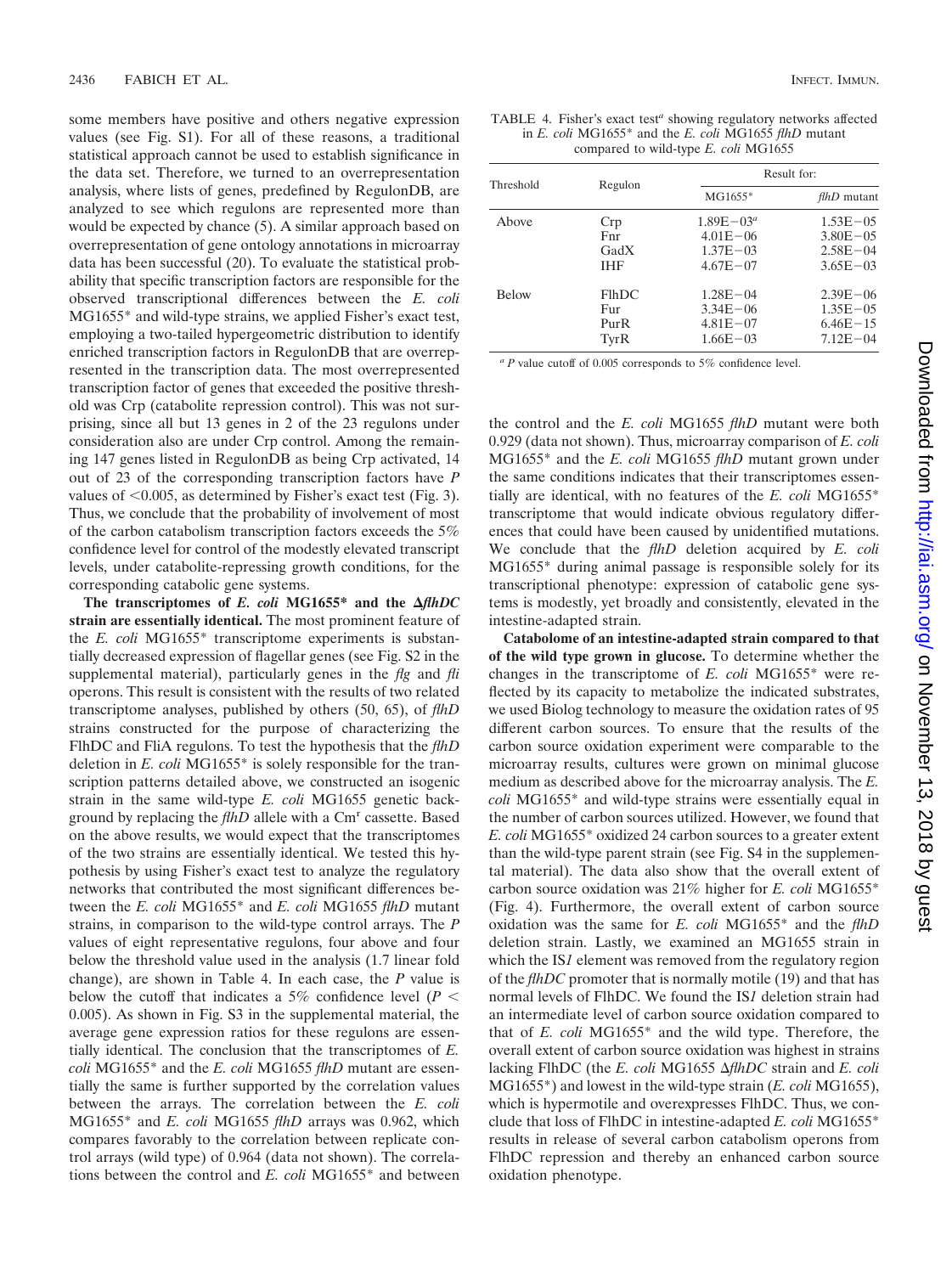some members have positive and others negative expression values (see Fig. S1). For all of these reasons, a traditional statistical approach cannot be used to establish significance in the data set. Therefore, we turned to an overrepresentation analysis, where lists of genes, predefined by RegulonDB, are analyzed to see which regulons are represented more than would be expected by chance (5). A similar approach based on overrepresentation of gene ontology annotations in microarray data has been successful (20). To evaluate the statistical probability that specific transcription factors are responsible for the observed transcriptional differences between the *E. coli* MG1655* and wild-type strains, we applied Fisher's exact test, employing a two-tailed hypergeometric distribution to identify enriched transcription factors in RegulonDB that are overrepresented in the transcription data. The most overrepresented transcription factor of genes that exceeded the positive threshold was Crp (catabolite repression control). This was not surprising, since all but 13 genes in 2 of the 23 regulons under consideration also are under Crp control. Among the remaining 147 genes listed in RegulonDB as being Crp activated, 14 out of 23 of the corresponding transcription factors have *P* values of <0.005, as determined by Fisher's exact test (Fig. 3). Thus, we conclude that the probability of involvement of most of the carbon catabolism transcription factors exceeds the 5% confidence level for control of the modestly elevated transcript levels, under catabolite-repressing growth conditions, for the corresponding catabolic gene systems.

**The transcriptomes of *E. coli* MG1655* and the Δ*flhDC* strain are essentially identical.** The most prominent feature of the *E. coli* MG1655* transcriptome experiments is substantially decreased expression of flagellar genes (see Fig. S2 in the supplemental material), particularly genes in the *flg* and *fli* operons. This result is consistent with the results of two related transcriptome analyses, published by others (50, 65), of *flhD* strains constructed for the purpose of characterizing the FlhDC and FliA regulons. To test the hypothesis that the *flhD* deletion in *E. coli* MG1655* is solely responsible for the transcription patterns detailed above, we constructed an isogenic strain in the same wild-type *E. coli* MG1655 genetic background by replacing the *flhD* allele with a Cm[r] cassette. Based on the above results, we would expect that the transcriptomes of the two strains are essentially identical. We tested this hypothesis by using Fisher's exact test to analyze the regulatory networks that contributed the most significant differences between the *E. coli* MG1655* and *E. coli* MG1655 *flhD* mutant strains, in comparison to the wild-type control arrays. The *P* values of eight representative regulons, four above and four below the threshold value used in the analysis (1.7 linear fold change), are shown in Table 4. In each case, the *P* value is below the cutoff that indicates a 5% confidence level ($P < 0.005$). As shown in Fig. S3 in the supplemental material, the average gene expression ratios for these regulons are essentially identical. The conclusion that the transcriptomes of *E. coli* MG1655* and the *E. coli* MG1655 *flhD* mutant are essentially the same is further supported by the correlation values between the arrays. The correlation between the *E. coli* MG1655* and *E. coli* MG1655 *flhD* arrays was 0.962, which compares favorably to the correlation between replicate control arrays (wild type) of 0.964 (data not shown). The correlations between the control and *E. coli* MG1655* and between the control and the *E. coli* MG1655 *flhD* mutant were both 0.929 (data not shown). Thus, microarray comparison of *E. coli* MG1655* and the *E. coli* MG1655 *flhD* mutant grown under the same conditions indicates that their transcriptomes essentially are identical, with no features of the *E. coli* MG1655* transcriptome that would indicate obvious regulatory differences that could have been caused by unidentified mutations. We conclude that the *flhD* deletion acquired by *E. coli* MG1655* during animal passage is responsible solely for its transcriptional phenotype: expression of catabolic gene systems is modestly, yet broadly and consistently, elevated in the intestine-adapted strain.

TABLE 4. Fisher's exact test[a] showing regulatory networks affected in *E. coli* MG1655* and the *E. coli* MG1655 *flhD* mutant compared to wild-type *E. coli* MG1655

| Threshold | Regulon | Result for: | |
|---|---|---|---|
| | | MG1655* | *flhD* mutant |
| Above | Crp | 1.89E−03[a] | 1.53E−05 |
| | Fnr | 4.01E−06 | 3.80E−05 |
| | GadX | 1.37E−03 | 2.58E−04 |
| | IHF | 4.67E−07 | 3.65E−03 |
| Below | FlhDC | 1.28E−04 | 2.39E−06 |
| | Fur | 3.34E−06 | 1.35E−05 |
| | PurR | 4.81E−07 | 6.46E−15 |
| | TyrR | 1.66E−03 | 7.12E−04 |

[a] *P* value cutoff of 0.005 corresponds to 5% confidence level.

**Catabolome of an intestine-adapted strain compared to that of the wild type grown in glucose.** To determine whether the changes in the transcriptome of *E. coli* MG1655* were reflected by its capacity to metabolize the indicated substrates, we used Biolog technology to measure the oxidation rates of 95 different carbon sources. To ensure that the results of the carbon source oxidation experiment were comparable to the microarray results, cultures were grown on minimal glucose medium as described above for the microarray analysis. The *E. coli* MG1655* and wild-type strains were essentially equal in the number of carbon sources utilized. However, we found that *E. coli* MG1655* oxidized 24 carbon sources to a greater extent than the wild-type parent strain (see Fig. S4 in the supplemental material). The data also show that the overall extent of carbon source oxidation was 21% higher for *E. coli* MG1655* (Fig. 4). Furthermore, the overall extent of carbon source oxidation was the same for *E. coli* MG1655* and the *flhD* deletion strain. Lastly, we examined an MG1655 strain in which the IS*1* element was removed from the regulatory region of the *flhDC* promoter that is normally motile (19) and that has normal levels of FlhDC. We found the IS*1* deletion strain had an intermediate level of carbon source oxidation compared to that of *E. coli* MG1655* and the wild type. Therefore, the overall extent of carbon source oxidation was highest in strains lacking FlhDC (the *E. coli* MG1655 Δ*flhDC* strain and *E. coli* MG1655*) and lowest in the wild-type strain (*E. coli* MG1655), which is hypermotile and overexpresses FlhDC. Thus, we conclude that loss of FlhDC in intestine-adapted *E. coli* MG1655* results in release of several carbon catabolism operons from FlhDC repression and thereby an enhanced carbon source oxidation phenotype.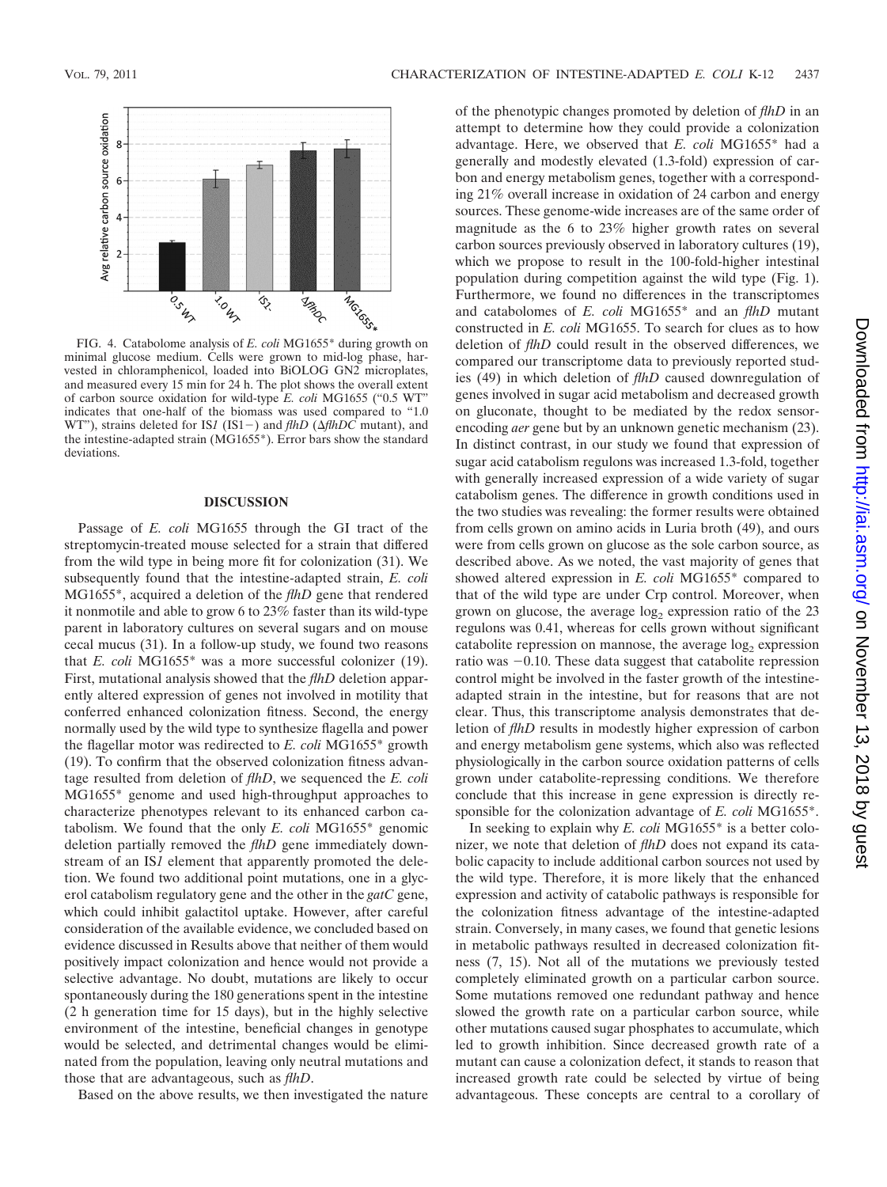FIG. 4. Catabolome analysis of *E. coli* MG1655* during growth on minimal glucose medium. Cells were grown to mid-log phase, harvested in chloramphenicol, loaded into BiOLOG GN2 microplates, and measured every 15 min for 24 h. The plot shows the overall extent of carbon source oxidation for wild-type *E. coli* MG1655 ("0.5 WT" indicates that one-half of the biomass was used compared to "1.0 WT"), strains deleted for IS*1* (IS1−) and *flhD* (Δ*flhDC* mutant), and the intestine-adapted strain (MG1655*). Error bars show the standard deviations.

## DISCUSSION

Passage of *E. coli* MG1655 through the GI tract of the streptomycin-treated mouse selected for a strain that differed from the wild type in being more fit for colonization (31). We subsequently found that the intestine-adapted strain, *E. coli* MG1655*, acquired a deletion of the *flhD* gene that rendered it nonmotile and able to grow 6 to 23% faster than its wild-type parent in laboratory cultures on several sugars and on mouse cecal mucus (31). In a follow-up study, we found two reasons that *E. coli* MG1655* was a more successful colonizer (19). First, mutational analysis showed that the *flhD* deletion apparently altered expression of genes not involved in motility that conferred enhanced colonization fitness. Second, the energy normally used by the wild type to synthesize flagella and power the flagellar motor was redirected to *E. coli* MG1655* growth (19). To confirm that the observed colonization fitness advantage resulted from deletion of *flhD*, we sequenced the *E. coli* MG1655* genome and used high-throughput approaches to characterize phenotypes relevant to its enhanced carbon catabolism. We found that the only *E. coli* MG1655* genomic deletion partially removed the *flhD* gene immediately downstream of an IS*1* element that apparently promoted the deletion. We found two additional point mutations, one in a glycerol catabolism regulatory gene and the other in the *gatC* gene, which could inhibit galactitol uptake. However, after careful consideration of the available evidence, we concluded based on evidence discussed in Results above that neither of them would positively impact colonization and hence would not provide a selective advantage. No doubt, mutations are likely to occur spontaneously during the 180 generations spent in the intestine (2 h generation time for 15 days), but in the highly selective environment of the intestine, beneficial changes in genotype would be selected, and detrimental changes would be eliminated from the population, leaving only neutral mutations and those that are advantageous, such as *flhD*.

Based on the above results, we then investigated the nature of the phenotypic changes promoted by deletion of *flhD* in an attempt to determine how they could provide a colonization advantage. Here, we observed that *E. coli* MG1655* had a generally and modestly elevated (1.3-fold) expression of carbon and energy metabolism genes, together with a corresponding 21% overall increase in oxidation of 24 carbon and energy sources. These genome-wide increases are of the same order of magnitude as the 6 to 23% higher growth rates on several carbon sources previously observed in laboratory cultures (19), which we propose to result in the 100-fold-higher intestinal population during competition against the wild type (Fig. 1). Furthermore, we found no differences in the transcriptomes and catabolomes of *E. coli* MG1655* and an *flhD* mutant constructed in *E. coli* MG1655. To search for clues as to how deletion of *flhD* could result in the observed differences, we compared our transcriptome data to previously reported studies (49) in which deletion of *flhD* caused downregulation of genes involved in sugar acid metabolism and decreased growth on gluconate, thought to be mediated by the redox sensor-encoding *aer* gene but by an unknown genetic mechanism (23). In distinct contrast, in our study we found that expression of sugar acid catabolism regulons was increased 1.3-fold, together with generally increased expression of a wide variety of sugar catabolism genes. The difference in growth conditions used in the two studies was revealing: the former results were obtained from cells grown on amino acids in Luria broth (49), and ours were from cells grown on glucose as the sole carbon source, as described above. As we noted, the vast majority of genes that showed altered expression in *E. coli* MG1655* compared to that of the wild type are under Crp control. Moreover, when grown on glucose, the average $\log_2$ expression ratio of the 23 regulons was 0.41, whereas for cells grown without significant catabolite repression on mannose, the average $\log_2$ expression ratio was −0.10. These data suggest that catabolite repression control might be involved in the faster growth of the intestine-adapted strain in the intestine, but for reasons that are not clear. Thus, this transcriptome analysis demonstrates that deletion of *flhD* results in modestly higher expression of carbon and energy metabolism gene systems, which also was reflected physiologically in the carbon source oxidation patterns of cells grown under catabolite-repressing conditions. We therefore conclude that this increase in gene expression is directly responsible for the colonization advantage of *E. coli* MG1655*.

In seeking to explain why *E. coli* MG1655* is a better colonizer, we note that deletion of *flhD* does not expand its catabolic capacity to include additional carbon sources not used by the wild type. Therefore, it is more likely that the enhanced expression and activity of catabolic pathways is responsible for the colonization fitness advantage of the intestine-adapted strain. Conversely, in many cases, we found that genetic lesions in metabolic pathways resulted in decreased colonization fitness (7, 15). Not all of the mutations we previously tested completely eliminated growth on a particular carbon source. Some mutations removed one redundant pathway and hence slowed the growth rate on a particular carbon source, while other mutations caused sugar phosphates to accumulate, which led to growth inhibition. Since decreased growth rate of a mutant can cause a colonization defect, it stands to reason that increased growth rate could be selected by virtue of being advantageous. These concepts are central to a corollary of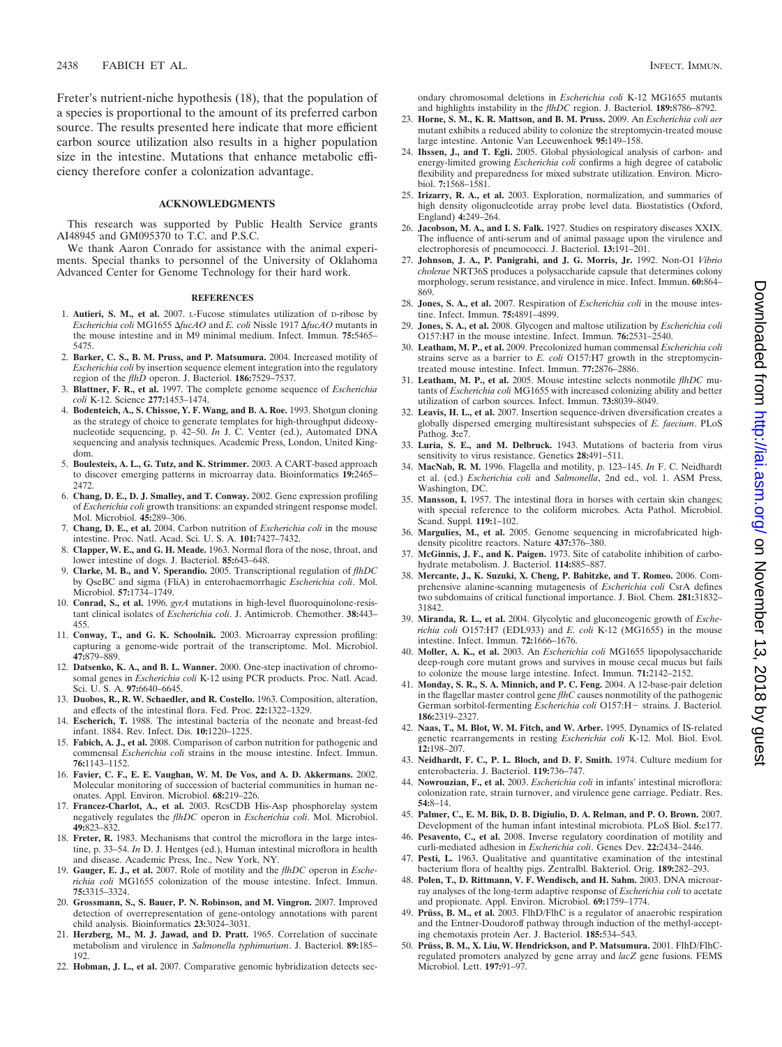Freter's nutrient-niche hypothesis (18), that the population of a species is proportional to the amount of its preferred carbon source. The results presented here indicate that more efficient carbon source utilization also results in a higher population size in the intestine. Mutations that enhance metabolic efficiency therefore confer a colonization advantage.

## ACKNOWLEDGMENTS

This research was supported by Public Health Service grants AI48945 and GM095370 to T.C. and P.S.C.

We thank Aaron Conrado for assistance with the animal experiments. Special thanks to personnel of the University of Oklahoma Advanced Center for Genome Technology for their hard work.

## REFERENCES

1. **Autieri, S. M., et al.** 2007. L-Fucose stimulates utilization of D-ribose by *Escherichia coli* MG1655 Δ*fucAO* and *E. coli* Nissle 1917 Δ*fucAO* mutants in the mouse intestine and in M9 minimal medium. Infect. Immun. **75:**5465–5475.
2. **Barker, C. S., B. M. Pruss, and P. Matsumura.** 2004. Increased motility of *Escherichia coli* by insertion sequence element integration into the regulatory region of the *flhD* operon. J. Bacteriol. **186:**7529–7537.
3. **Blattner, F. R., et al.** 1997. The complete genome sequence of *Escherichia coli* K-12. Science **277:**1453–1474.
4. **Bodenteich, A., S. Chissoe, Y. F. Wang, and B. A. Roe.** 1993. Shotgun cloning as the strategy of choice to generate templates for high-throughput dideoxynucleotide sequencing, p. 42–50. *In* J. C. Venter (ed.), Automated DNA sequencing and analysis techniques. Academic Press, London, United Kingdom.
5. **Boulesteix, A. L., G. Tutz, and K. Strimmer.** 2003. A CART-based approach to discover emerging patterns in microarray data. Bioinformatics **19:**2465–2472.
6. **Chang, D. E., D. J. Smalley, and T. Conway.** 2002. Gene expression profiling of *Escherichia coli* growth transitions: an expanded stringent response model. Mol. Microbiol. **45:**289–306.
7. **Chang, D. E., et al.** 2004. Carbon nutrition of *Escherichia coli* in the mouse intestine. Proc. Natl. Acad. Sci. U. S. A. **101:**7427–7432.
8. **Clapper, W. E., and G. H. Meade.** 1963. Normal flora of the nose, throat, and lower intestine of dogs. J. Bacteriol. **85:**643–648.
9. **Clarke, M. B., and V. Sperandio.** 2005. Transcriptional regulation of *flhDC* by QseBC and sigma (FliA) in enterohaemorrhagic *Escherichia coli*. Mol. Microbiol. **57:**1734–1749.
10. **Conrad, S., et al.** 1996. *gyrA* mutations in high-level fluoroquinolone-resistant clinical isolates of *Escherichia coli*. J. Antimicrob. Chemother. **38:**443–455.
11. **Conway, T., and G. K. Schoolnik.** 2003. Microarray expression profiling: capturing a genome-wide portrait of the transcriptome. Mol. Microbiol. **47:**879–889.
12. **Datsenko, K. A., and B. L. Wanner.** 2000. One-step inactivation of chromosomal genes in *Escherichia coli* K-12 using PCR products. Proc. Natl. Acad. Sci. U. S. A. **97:**6640–6645.
13. **Duobos, R., R. W. Schaedler, and R. Costello.** 1963. Composition, alteration, and effects of the intestinal flora. Fed. Proc. **22:**1322–1329.
14. **Escherich, T.** 1988. The intestinal bacteria of the neonate and breast-fed infant. 1884. Rev. Infect. Dis. **10:**1220–1225.
15. **Fabich, A. J., et al.** 2008. Comparison of carbon nutrition for pathogenic and commensal *Escherichia coli* strains in the mouse intestine. Infect. Immun. **76:**1143–1152.
16. **Favier, C. F., E. E. Vaughan, W. M. De Vos, and A. D. Akkermans.** 2002. Molecular monitoring of succession of bacterial communities in human neonates. Appl. Environ. Microbiol. **68:**219–226.
17. **Francez-Charlot, A., et al.** 2003. RcsCDB His-Asp phosphorelay system negatively regulates the *flhDC* operon in *Escherichia coli*. Mol. Microbiol. **49:**823–832.
18. **Freter, R.** 1983. Mechanisms that control the microflora in the large intestine, p. 33–54. *In* D. J. Hentges (ed.), Human intestinal microflora in health and disease. Academic Press, Inc., New York, NY.
19. **Gauger, E. J., et al.** 2007. Role of motility and the *flhDC* operon in *Escherichia coli* MG1655 colonization of the mouse intestine. Infect. Immun. **75:**3315–3324.
20. **Grossmann, S., S. Bauer, P. N. Robinson, and M. Vingron.** 2007. Improved detection of overrepresentation of gene-ontology annotations with parent child analysis. Bioinformatics **23:**3024–3031.
21. **Herzberg, M., M. J. Jawad, and D. Pratt.** 1965. Correlation of succinate metabolism and virulence in *Salmonella typhimurium*. J. Bacteriol. **89:**185–192.
22. **Hobman, J. L., et al.** 2007. Comparative genomic hybridization detects secondary chromosomal deletions in *Escherichia coli* K-12 MG1655 mutants and highlights instability in the *flhDC* region. J. Bacteriol. **189:**8786–8792.
23. **Horne, S. M., K. R. Mattson, and B. M. Pruss.** 2009. An *Escherichia coli aer* mutant exhibits a reduced ability to colonize the streptomycin-treated mouse large intestine. Antonie Van Leeuwenhoek **95:**149–158.
24. **Ihssen, J., and T. Egli.** 2005. Global physiological analysis of carbon- and energy-limited growing *Escherichia coli* confirms a high degree of catabolic flexibility and preparedness for mixed substrate utilization. Environ. Microbiol. **7:**1568–1581.
25. **Irizarry, R. A., et al.** 2003. Exploration, normalization, and summaries of high density oligonucleotide array probe level data. Biostatistics (Oxford, England) **4:**249–264.
26. **Jacobson, M. A., and I. S. Falk.** 1927. Studies on respiratory diseases XXIX. The influence of anti-serum and of animal passage upon the virulence and electrophoresis of pneumococci. J. Bacteriol. **13:**191–201.
27. **Johnson, J. A., P. Panigrahi, and J. G. Morris, Jr.** 1992. Non-O1 *Vibrio cholerae* NRT36S produces a polysaccharide capsule that determines colony morphology, serum resistance, and virulence in mice. Infect. Immun. **60:**864–869.
28. **Jones, S. A., et al.** 2007. Respiration of *Escherichia coli* in the mouse intestine. Infect. Immun. **75:**4891–4899.
29. **Jones, S. A., et al.** 2008. Glycogen and maltose utilization by *Escherichia coli* O157:H7 in the mouse intestine. Infect. Immun. **76:**2531–2540.
30. **Leatham, M. P., et al.** 2009. Precolonized human commensal *Escherichia coli* strains serve as a barrier to *E. coli* O157:H7 growth in the streptomycin-treated mouse intestine. Infect. Immun. **77:**2876–2886.
31. **Leatham, M. P., et al.** 2005. Mouse intestine selects nonmotile *flhDC* mutants of *Escherichia coli* MG1655 with increased colonizing ability and better utilization of carbon sources. Infect. Immun. **73:**8039–8049.
32. **Leavis, H. L., et al.** 2007. Insertion sequence-driven diversification creates a globally dispersed emerging multiresistant subspecies of *E. faecium*. PLoS Pathog. **3:**e7.
33. **Luria, S. E., and M. Delbruck.** 1943. Mutations of bacteria from virus sensitivity to virus resistance. Genetics **28:**491–511.
34. **MacNab, R. M.** 1996. Flagella and motility, p. 123–145. *In* F. C. Neidhardt et al. (ed.) *Escherichia coli* and *Salmonella*, 2nd ed., vol. 1. ASM Press, Washington, DC.
35. **Mansson, I.** 1957. The intestinal flora in horses with certain skin changes; with special reference to the coliform microbes. Acta Pathol. Microbiol. Scand. Suppl. **119:**1–102.
36. **Margulies, M., et al.** 2005. Genome sequencing in microfabricated high-density picolitre reactors. Nature **437:**376–380.
37. **McGinnis, J. F., and K. Paigen.** 1973. Site of catabolite inhibition of carbohydrate metabolism. J. Bacteriol. **114:**885–887.
38. **Mercante, J., K. Suzuki, X. Cheng, P. Babitzke, and T. Romeo.** 2006. Comprehensive alanine-scanning mutagenesis of *Escherichia coli* CsrA defines two subdomains of critical functional importance. J. Biol. Chem. **281:**31832–31842.
39. **Miranda, R. L., et al.** 2004. Glycolytic and gluconeogenic growth of *Escherichia coli* O157:H7 (EDL933) and *E. coli* K-12 (MG1655) in the mouse intestine. Infect. Immun. **72:**1666–1676.
40. **Moller, A. K., et al.** 2003. An *Escherichia coli* MG1655 lipopolysaccharide deep-rough core mutant grows and survives in mouse cecal mucus but fails to colonize the mouse large intestine. Infect. Immun. **71:**2142–2152.
41. **Monday, S. R., S. A. Minnich, and P. C. Feng.** 2004. A 12-base-pair deletion in the flagellar master control gene *flhC* causes nonmotility of the pathogenic German sorbitol-fermenting *Escherichia coli* O157:H− strains. J. Bacteriol. **186:**2319–2327.
42. **Naas, T., M. Blot, W. M. Fitch, and W. Arber.** 1995. Dynamics of IS-related genetic rearrangements in resting *Escherichia coli* K-12. Mol. Biol. Evol. **12:**198–207.
43. **Neidhardt, F. C., P. L. Bloch, and D. F. Smith.** 1974. Culture medium for enterobacteria. J. Bacteriol. **119:**736–747.
44. **Nowrouzian, F., et al.** 2003. *Escherichia coli* in infants' intestinal microflora: colonization rate, strain turnover, and virulence gene carriage. Pediatr. Res. **54:**8–14.
45. **Palmer, C., E. M. Bik, D. B. Digiulio, D. A. Relman, and P. O. Brown.** 2007. Development of the human infant intestinal microbiota. PLoS Biol. **5:**e177.
46. **Pesavento, C., et al.** 2008. Inverse regulatory coordination of motility and curli-mediated adhesion in *Escherichia coli*. Genes Dev. **22:**2434–2446.
47. **Pesti, L.** 1963. Qualitative and quantitative examination of the intestinal bacterium flora of healthy pigs. Zentralbl. Bakteriol. Orig. **189:**282–293.
48. **Polen, T., D. Rittmann, V. F. Wendisch, and H. Sahm.** 2003. DNA microarray analyses of the long-term adaptive response of *Escherichia coli* to acetate and propionate. Appl. Environ. Microbiol. **69:**1759–1774.
49. **Prüss, B. M., et al.** 2003. FlhD/FlhC is a regulator of anaerobic respiration and the Entner-Doudoroff pathway through induction of the methyl-accepting chemotaxis protein Aer. J. Bacteriol. **185:**534–543.
50. **Prüss, B. M., X. Liu, W. Hendrickson, and P. Matsumura.** 2001. FlhD/FlhC-regulated promoters analyzed by gene array and *lacZ* gene fusions. FEMS Microbiol. Lett. **197:**91–97.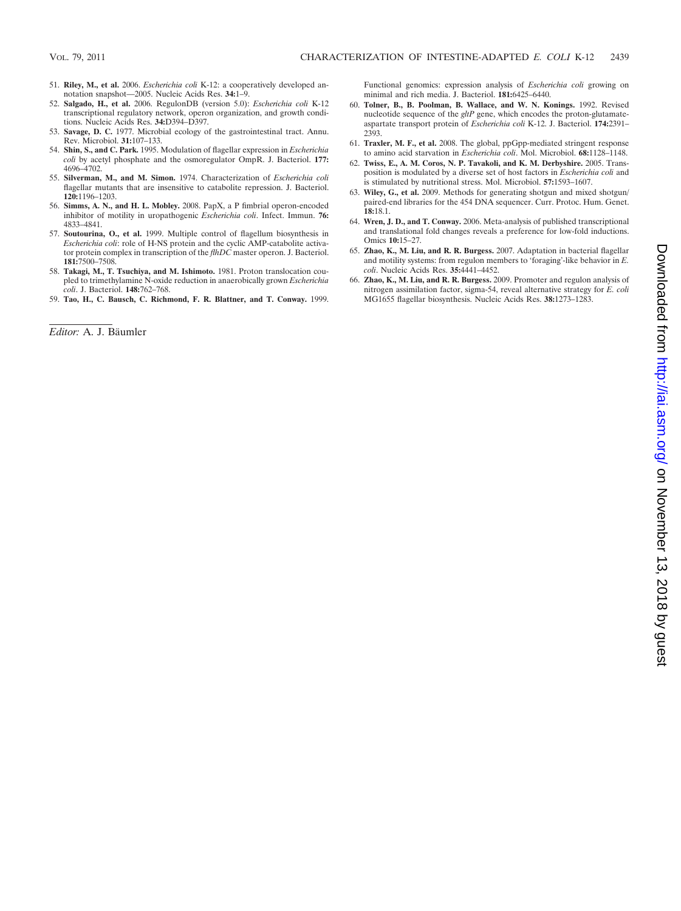51. **Riley, M., et al.** 2006. *Escherichia coli* K-12: a cooperatively developed annotation snapshot—2005. Nucleic Acids Res. **34:**1–9.
52. **Salgado, H., et al.** 2006. RegulonDB (version 5.0): *Escherichia coli* K-12 transcriptional regulatory network, operon organization, and growth conditions. Nucleic Acids Res. **34:**D394–D397.
53. **Savage, D. C.** 1977. Microbial ecology of the gastrointestinal tract. Annu. Rev. Microbiol. **31:**107–133.
54. **Shin, S., and C. Park.** 1995. Modulation of flagellar expression in *Escherichia coli* by acetyl phosphate and the osmoregulator OmpR. J. Bacteriol. **177:** 4696–4702.
55. **Silverman, M., and M. Simon.** 1974. Characterization of *Escherichia coli* flagellar mutants that are insensitive to catabolite repression. J. Bacteriol. **120:**1196–1203.
56. **Simms, A. N., and H. L. Mobley.** 2008. PapX, a P fimbrial operon-encoded inhibitor of motility in uropathogenic *Escherichia coli*. Infect. Immun. **76:** 4833–4841.
57. **Soutourina, O., et al.** 1999. Multiple control of flagellum biosynthesis in *Escherichia coli*: role of H-NS protein and the cyclic AMP-catabolite activator protein complex in transcription of the *flhDC* master operon. J. Bacteriol. **181:**7500–7508.
58. **Takagi, M., T. Tsuchiya, and M. Ishimoto.** 1981. Proton translocation coupled to trimethylamine N-oxide reduction in anaerobically grown *Escherichia coli*. J. Bacteriol. **148:**762–768.
59. **Tao, H., C. Bausch, C. Richmond, F. R. Blattner, and T. Conway.** 1999. Functional genomics: expression analysis of *Escherichia coli* growing on minimal and rich media. J. Bacteriol. **181:**6425–6440.
60. **Tolner, B., B. Poolman, B. Wallace, and W. N. Konings.** 1992. Revised nucleotide sequence of the *gltP* gene, which encodes the proton-glutamate-aspartate transport protein of *Escherichia coli* K-12. J. Bacteriol. **174:**2391–2393.
61. **Traxler, M. F., et al.** 2008. The global, ppGpp-mediated stringent response to amino acid starvation in *Escherichia coli*. Mol. Microbiol. **68:**1128–1148.
62. **Twiss, E., A. M. Coros, N. P. Tavakoli, and K. M. Derbyshire.** 2005. Transposition is modulated by a diverse set of host factors in *Escherichia coli* and is stimulated by nutritional stress. Mol. Microbiol. **57:**1593–1607.
63. **Wiley, G., et al.** 2009. Methods for generating shotgun and mixed shotgun/paired-end libraries for the 454 DNA sequencer. Curr. Protoc. Hum. Genet. **18:**18.1.
64. **Wren, J. D., and T. Conway.** 2006. Meta-analysis of published transcriptional and translational fold changes reveals a preference for low-fold inductions. Omics **10:**15–27.
65. **Zhao, K., M. Liu, and R. R. Burgess.** 2007. Adaptation in bacterial flagellar and motility systems: from regulon members to 'foraging'-like behavior in *E. coli*. Nucleic Acids Res. **35:**4441–4452.
66. **Zhao, K., M. Liu, and R. R. Burgess.** 2009. Promoter and regulon analysis of nitrogen assimilation factor, sigma-54, reveal alternative strategy for *E. coli* MG1655 flagellar biosynthesis. Nucleic Acids Res. **38:**1273–1283.

*Editor:* A. J. Bäumler